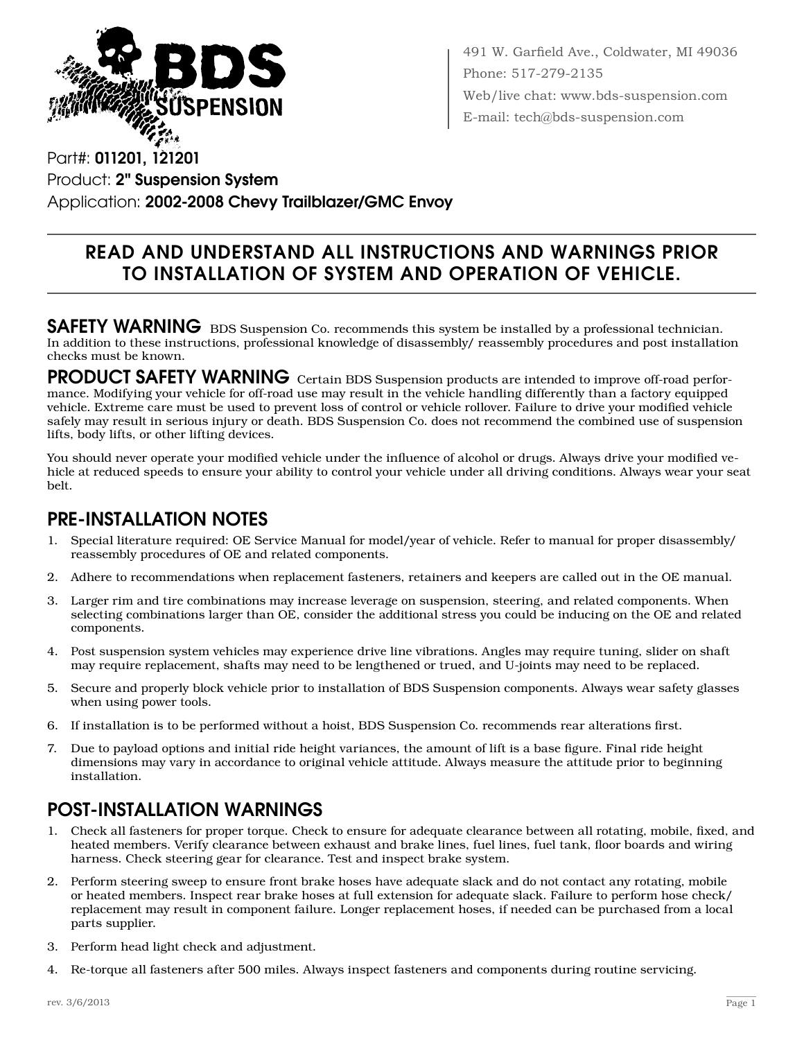491 W. Garfield Ave., Coldwater, MI 49036
Phone: 517-279-2135
Web/live chat: www.bds-suspension.com
E-mail: tech@bds-suspension.com

Part#: **011201, 121201**
Product: **2" Suspension System**
Application: **2002-2008 Chevy Trailblazer/GMC Envoy**

## READ AND UNDERSTAND ALL INSTRUCTIONS AND WARNINGS PRIOR TO INSTALLATION OF SYSTEM AND OPERATION OF VEHICLE.

**SAFETY WARNING** BDS Suspension Co. recommends this system be installed by a professional technician. In addition to these instructions, professional knowledge of disassembly/ reassembly procedures and post installation checks must be known.

**PRODUCT SAFETY WARNING** Certain BDS Suspension products are intended to improve off-road performance. Modifying your vehicle for off-road use may result in the vehicle handling differently than a factory equipped vehicle. Extreme care must be used to prevent loss of control or vehicle rollover. Failure to drive your modified vehicle safely may result in serious injury or death. BDS Suspension Co. does not recommend the combined use of suspension lifts, body lifts, or other lifting devices.

You should never operate your modified vehicle under the influence of alcohol or drugs. Always drive your modified vehicle at reduced speeds to ensure your ability to control your vehicle under all driving conditions. Always wear your seat belt.

## PRE-INSTALLATION NOTES

1. Special literature required: OE Service Manual for model/year of vehicle. Refer to manual for proper disassembly/ reassembly procedures of OE and related components.
2. Adhere to recommendations when replacement fasteners, retainers and keepers are called out in the OE manual.
3. Larger rim and tire combinations may increase leverage on suspension, steering, and related components. When selecting combinations larger than OE, consider the additional stress you could be inducing on the OE and related components.
4. Post suspension system vehicles may experience drive line vibrations. Angles may require tuning, slider on shaft may require replacement, shafts may need to be lengthened or trued, and U-joints may need to be replaced.
5. Secure and properly block vehicle prior to installation of BDS Suspension components. Always wear safety glasses when using power tools.
6. If installation is to be performed without a hoist, BDS Suspension Co. recommends rear alterations first.
7. Due to payload options and initial ride height variances, the amount of lift is a base figure. Final ride height dimensions may vary in accordance to original vehicle attitude. Always measure the attitude prior to beginning installation.

## POST-INSTALLATION WARNINGS

1. Check all fasteners for proper torque. Check to ensure for adequate clearance between all rotating, mobile, fixed, and heated members. Verify clearance between exhaust and brake lines, fuel lines, fuel tank, floor boards and wiring harness. Check steering gear for clearance. Test and inspect brake system.
2. Perform steering sweep to ensure front brake hoses have adequate slack and do not contact any rotating, mobile or heated members. Inspect rear brake hoses at full extension for adequate slack. Failure to perform hose check/ replacement may result in component failure. Longer replacement hoses, if needed can be purchased from a local parts supplier.
3. Perform head light check and adjustment.
4. Re-torque all fasteners after 500 miles. Always inspect fasteners and components during routine servicing.

rev. 3/6/2013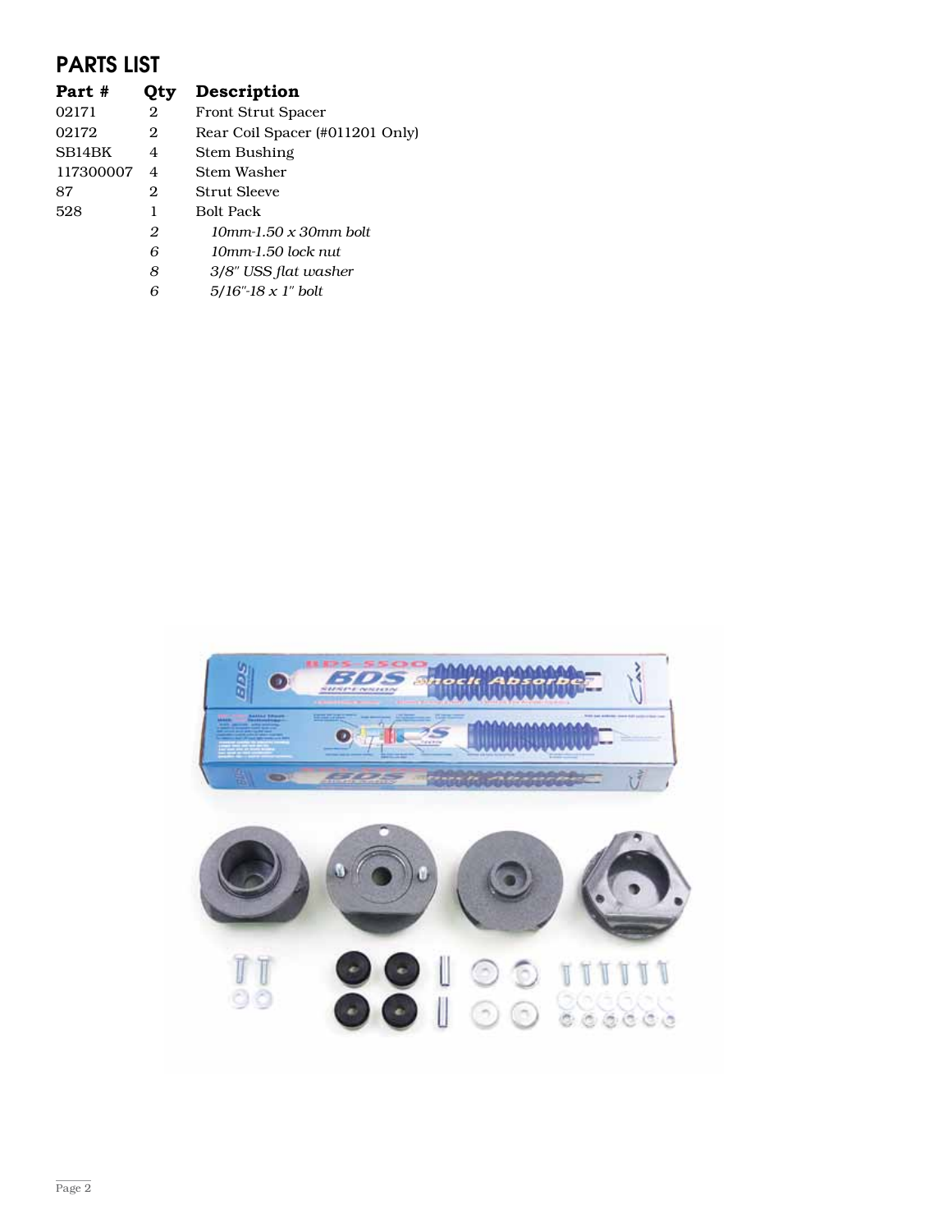## PARTS LIST

| Part # | Qty | Description |
|---|---|---|
| 02171 | 2 | Front Strut Spacer |
| 02172 | 2 | Rear Coil Spacer (#011201 Only) |
| SB14BK | 4 | Stem Bushing |
| 117300007 | 4 | Stem Washer |
| 87 | 2 | Strut Sleeve |
| 528 | 1 | Bolt Pack |
| | *2* | *10mm-1.50 x 30mm bolt* |
| | *6* | *10mm-1.50 lock nut* |
| | *8* | *3/8" USS flat washer* |
| | *6* | *5/16"-18 x 1" bolt* |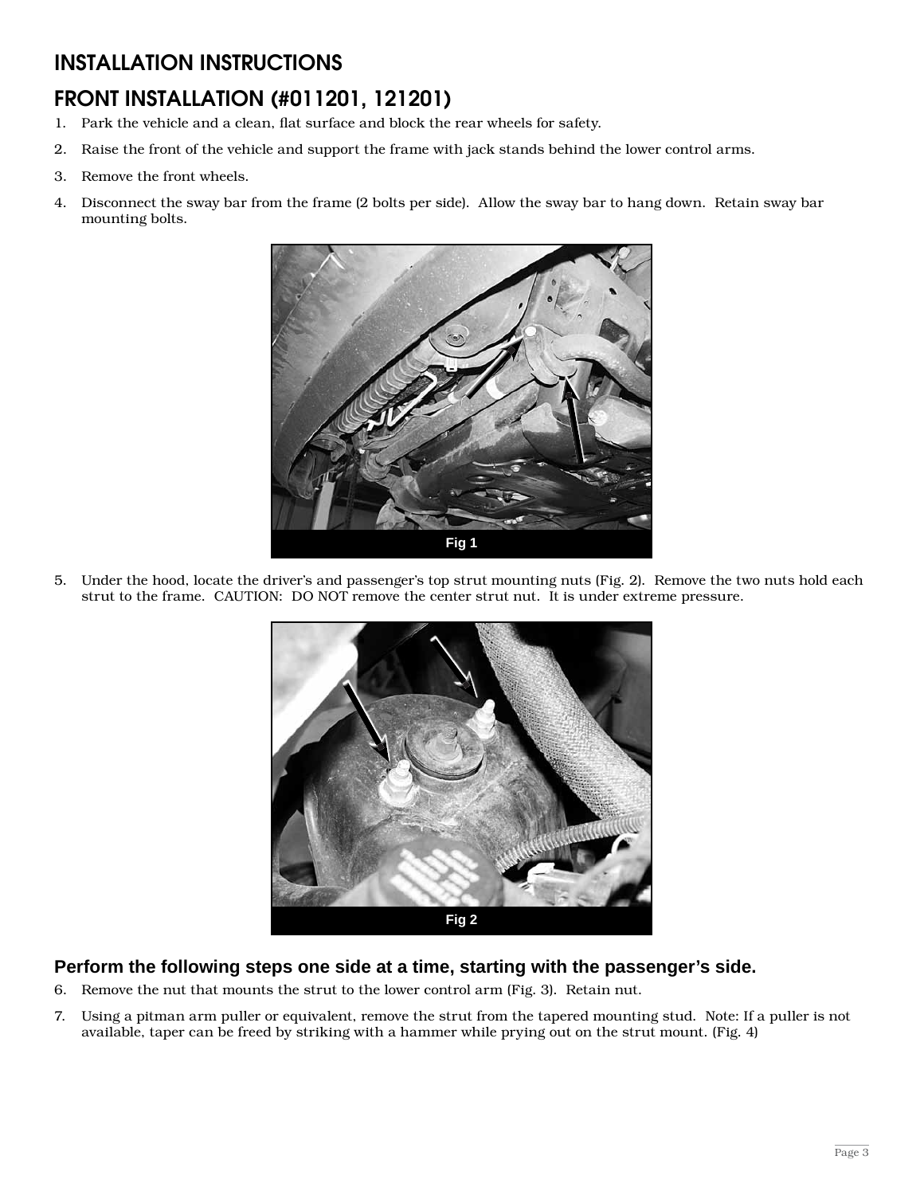# INSTALLATION INSTRUCTIONS

## FRONT INSTALLATION (#011201, 121201)

1. Park the vehicle and a clean, flat surface and block the rear wheels for safety.
2. Raise the front of the vehicle and support the frame with jack stands behind the lower control arms.
3. Remove the front wheels.
4. Disconnect the sway bar from the frame (2 bolts per side). Allow the sway bar to hang down. Retain sway bar mounting bolts.

Fig 1

5. Under the hood, locate the driver's and passenger's top strut mounting nuts (Fig. 2). Remove the two nuts hold each strut to the frame. CAUTION: DO NOT remove the center strut nut. It is under extreme pressure.

Fig 2

### Perform the following steps one side at a time, starting with the passenger's side.

6. Remove the nut that mounts the strut to the lower control arm (Fig. 3). Retain nut.
7. Using a pitman arm puller or equivalent, remove the strut from the tapered mounting stud. Note: If a puller is not available, taper can be freed by striking with a hammer while prying out on the strut mount. (Fig. 4)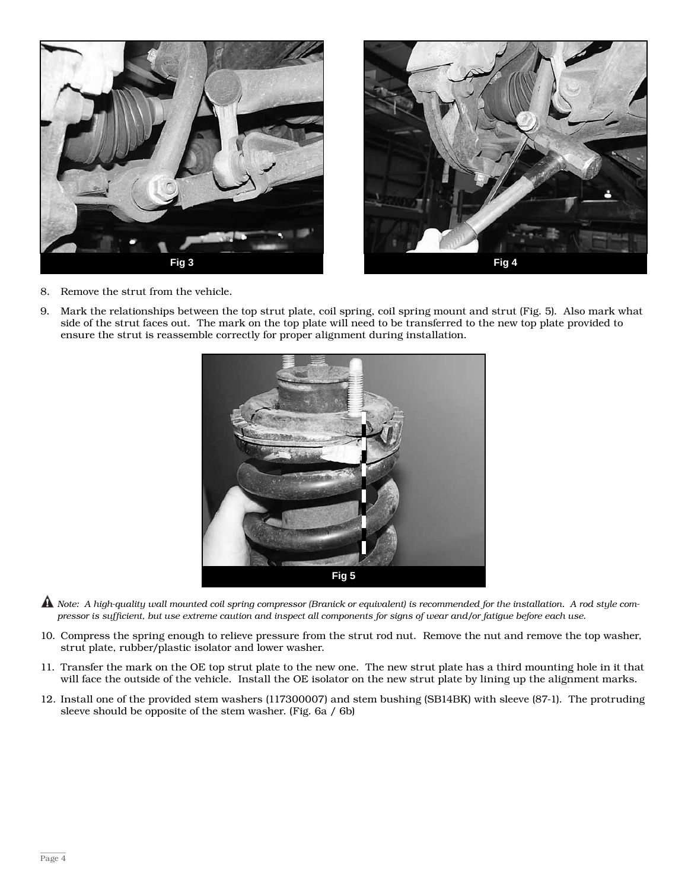Fig 3

Fig 4

8. Remove the strut from the vehicle.

9. Mark the relationships between the top strut plate, coil spring, coil spring mount and strut (Fig. 5). Also mark what side of the strut faces out. The mark on the top plate will need to be transferred to the new top plate provided to ensure the strut is reassemble correctly for proper alignment during installation.

Fig 5

*Note: A high-quality wall mounted coil spring compressor (Branick or equivalent) is recommended for the installation. A rod style compressor is sufficient, but use extreme caution and inspect all components for signs of wear and/or fatigue before each use.*

10. Compress the spring enough to relieve pressure from the strut rod nut. Remove the nut and remove the top washer, strut plate, rubber/plastic isolator and lower washer.

11. Transfer the mark on the OE top strut plate to the new one. The new strut plate has a third mounting hole in it that will face the outside of the vehicle. Install the OE isolator on the new strut plate by lining up the alignment marks.

12. Install one of the provided stem washers (117300007) and stem bushing (SB14BK) with sleeve (87-1). The protruding sleeve should be opposite of the stem washer. (Fig. 6a / 6b)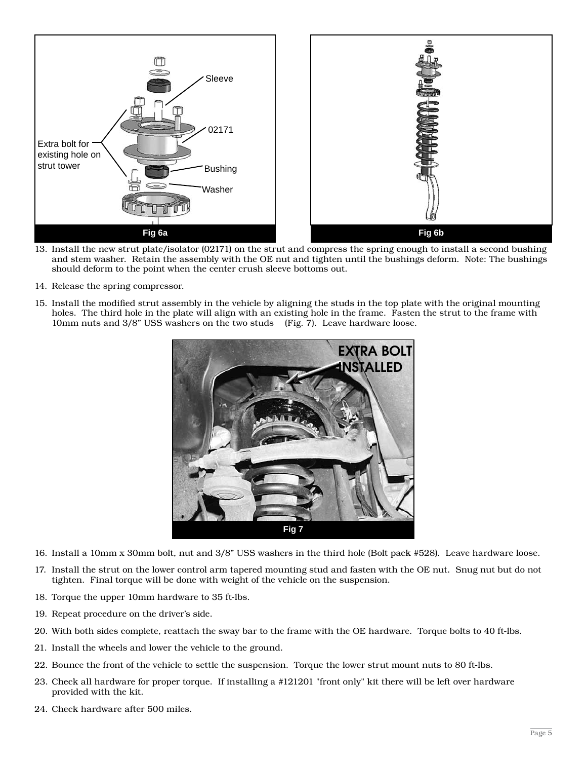Fig 6a

Fig 6b

13. Install the new strut plate/isolator (02171) on the strut and compress the spring enough to install a second bushing and stem washer. Retain the assembly with the OE nut and tighten until the bushings deform. Note: The bushings should deform to the point when the center crush sleeve bottoms out.

14. Release the spring compressor.

15. Install the modified strut assembly in the vehicle by aligning the studs in the top plate with the original mounting holes. The third hole in the plate will align with an existing hole in the frame. Fasten the strut to the frame with 10mm nuts and 3/8" USS washers on the two studs (Fig. 7). Leave hardware loose.

Fig 7

16. Install a 10mm x 30mm bolt, nut and 3/8" USS washers in the third hole (Bolt pack #528). Leave hardware loose.

17. Install the strut on the lower control arm tapered mounting stud and fasten with the OE nut. Snug nut but do not tighten. Final torque will be done with weight of the vehicle on the suspension.

18. Torque the upper 10mm hardware to 35 ft-lbs.

19. Repeat procedure on the driver's side.

20. With both sides complete, reattach the sway bar to the frame with the OE hardware. Torque bolts to 40 ft-lbs.

21. Install the wheels and lower the vehicle to the ground.

22. Bounce the front of the vehicle to settle the suspension. Torque the lower strut mount nuts to 80 ft-lbs.

23. Check all hardware for proper torque. If installing a #121201 "front only" kit there will be left over hardware provided with the kit.

24. Check hardware after 500 miles.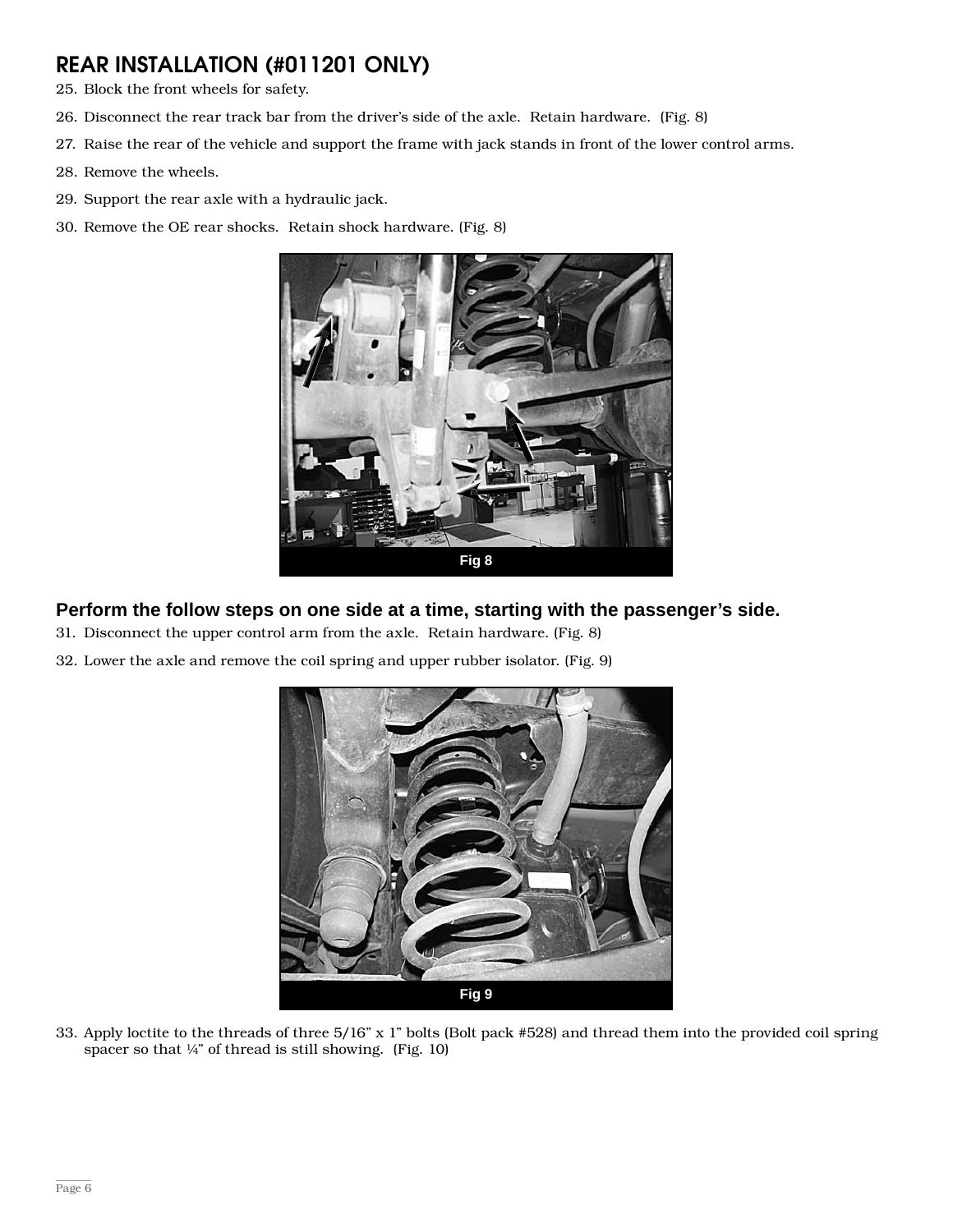## REAR INSTALLATION (#011201 ONLY)

25. Block the front wheels for safety.
26. Disconnect the rear track bar from the driver's side of the axle. Retain hardware. (Fig. 8)
27. Raise the rear of the vehicle and support the frame with jack stands in front of the lower control arms.
28. Remove the wheels.
29. Support the rear axle with a hydraulic jack.
30. Remove the OE rear shocks. Retain shock hardware. (Fig. 8)

Fig 8

**Perform the follow steps on one side at a time, starting with the passenger's side.**

31. Disconnect the upper control arm from the axle. Retain hardware. (Fig. 8)
32. Lower the axle and remove the coil spring and upper rubber isolator. (Fig. 9)

Fig 9

33. Apply loctite to the threads of three 5/16" x 1" bolts (Bolt pack #528) and thread them into the provided coil spring spacer so that ¼" of thread is still showing. (Fig. 10)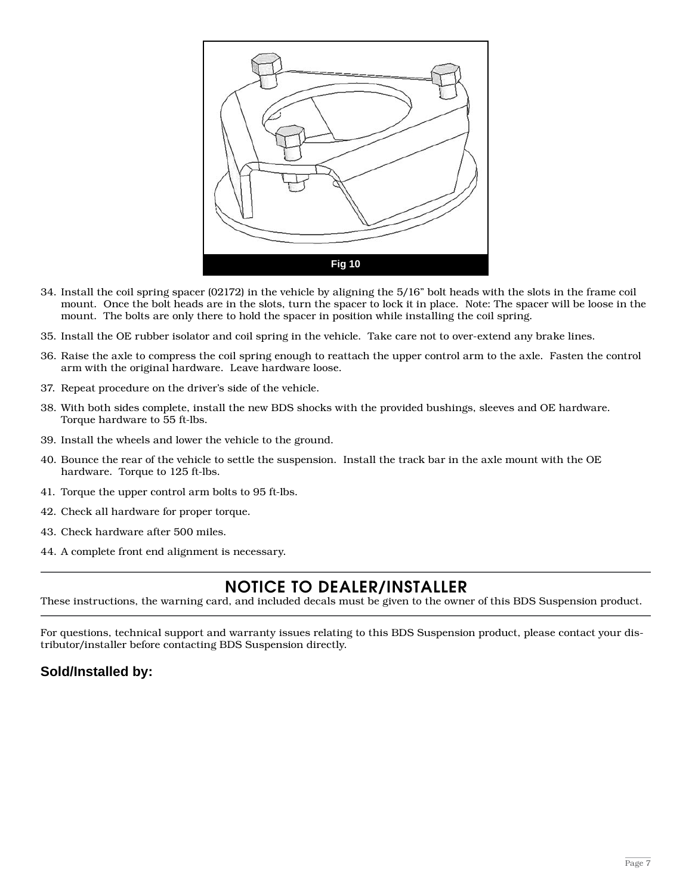Fig 10

34. Install the coil spring spacer (02172) in the vehicle by aligning the 5/16" bolt heads with the slots in the frame coil mount. Once the bolt heads are in the slots, turn the spacer to lock it in place. Note: The spacer will be loose in the mount. The bolts are only there to hold the spacer in position while installing the coil spring.
35. Install the OE rubber isolator and coil spring in the vehicle. Take care not to over-extend any brake lines.
36. Raise the axle to compress the coil spring enough to reattach the upper control arm to the axle. Fasten the control arm with the original hardware. Leave hardware loose.
37. Repeat procedure on the driver's side of the vehicle.
38. With both sides complete, install the new BDS shocks with the provided bushings, sleeves and OE hardware. Torque hardware to 55 ft-lbs.
39. Install the wheels and lower the vehicle to the ground.
40. Bounce the rear of the vehicle to settle the suspension. Install the track bar in the axle mount with the OE hardware. Torque to 125 ft-lbs.
41. Torque the upper control arm bolts to 95 ft-lbs.
42. Check all hardware for proper torque.
43. Check hardware after 500 miles.
44. A complete front end alignment is necessary.

## NOTICE TO DEALER/INSTALLER

These instructions, the warning card, and included decals must be given to the owner of this BDS Suspension product.

For questions, technical support and warranty issues relating to this BDS Suspension product, please contact your distributor/installer before contacting BDS Suspension directly.

### Sold/Installed by: